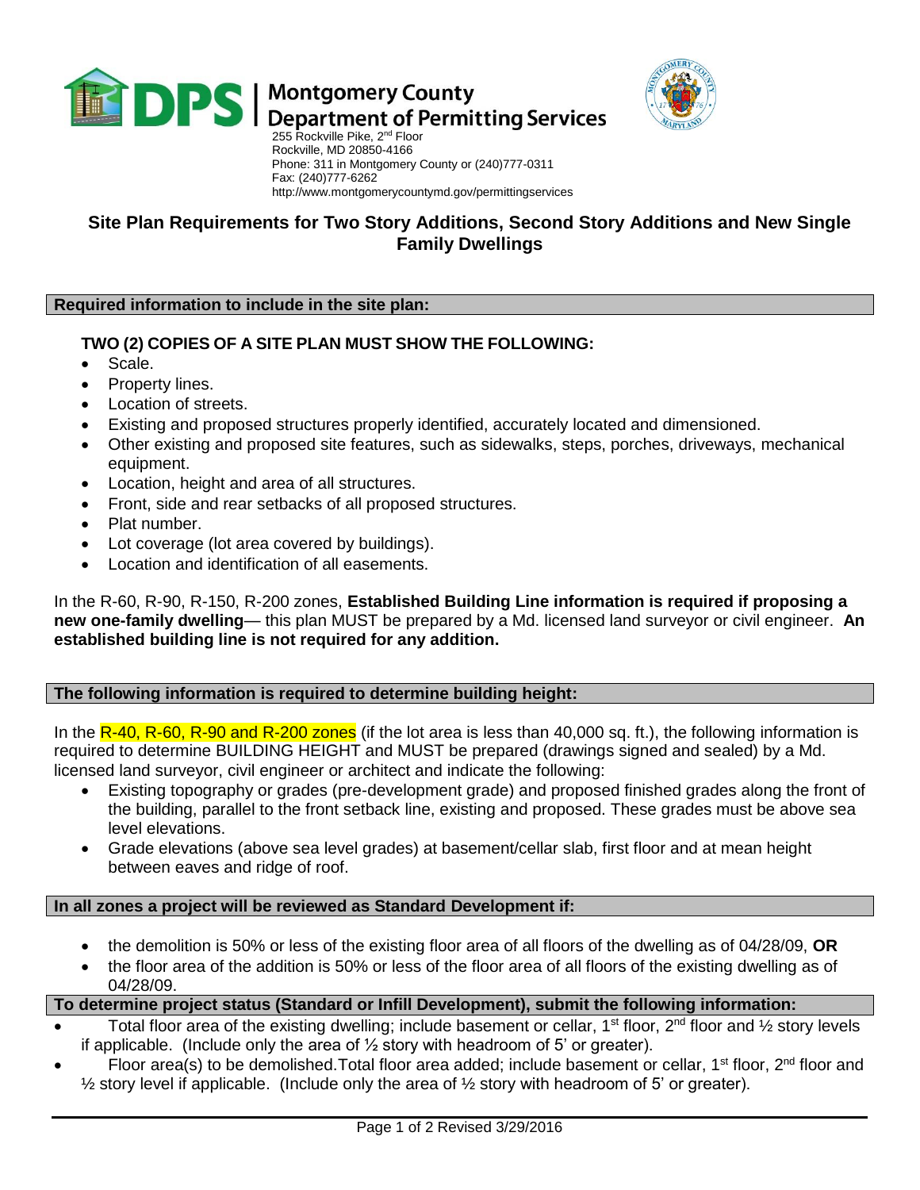# Montgomery County Department of Permitting Services

255 Rockville Pike, 2nd Floor
Rockville, MD 20850-4166
Phone: 311 in Montgomery County or (240)777-0311
Fax: (240)777-6262
http://www.montgomerycountymd.gov/permittingservices

## Site Plan Requirements for Two Story Additions, Second Story Additions and New Single Family Dwellings

### Required information to include in the site plan:

**TWO (2) COPIES OF A SITE PLAN MUST SHOW THE FOLLOWING:**

- Scale.
- Property lines.
- Location of streets.
- Existing and proposed structures properly identified, accurately located and dimensioned.
- Other existing and proposed site features, such as sidewalks, steps, porches, driveways, mechanical equipment.
- Location, height and area of all structures.
- Front, side and rear setbacks of all proposed structures.
- Plat number.
- Lot coverage (lot area covered by buildings).
- Location and identification of all easements.

In the R-60, R-90, R-150, R-200 zones, **Established Building Line information is required if proposing a new one-family dwelling**— this plan MUST be prepared by a Md. licensed land surveyor or civil engineer. **An established building line is not required for any addition.**

### The following information is required to determine building height:

In the R-40, R-60, R-90 and R-200 zones (if the lot area is less than 40,000 sq. ft.), the following information is required to determine BUILDING HEIGHT and MUST be prepared (drawings signed and sealed) by a Md. licensed land surveyor, civil engineer or architect and indicate the following:

- Existing topography or grades (pre-development grade) and proposed finished grades along the front of the building, parallel to the front setback line, existing and proposed. These grades must be above sea level elevations.
- Grade elevations (above sea level grades) at basement/cellar slab, first floor and at mean height between eaves and ridge of roof.

### In all zones a project will be reviewed as Standard Development if:

- the demolition is 50% or less of the existing floor area of all floors of the dwelling as of 04/28/09, **OR**
- the floor area of the addition is 50% or less of the floor area of all floors of the existing dwelling as of 04/28/09.

### To determine project status (Standard or Infill Development), submit the following information:

- Total floor area of the existing dwelling; include basement or cellar, 1st floor, 2nd floor and ½ story levels if applicable. (Include only the area of ½ story with headroom of 5' or greater).
- Floor area(s) to be demolished. Total floor area added; include basement or cellar, 1st floor, 2nd floor and ½ story level if applicable. (Include only the area of ½ story with headroom of 5' or greater).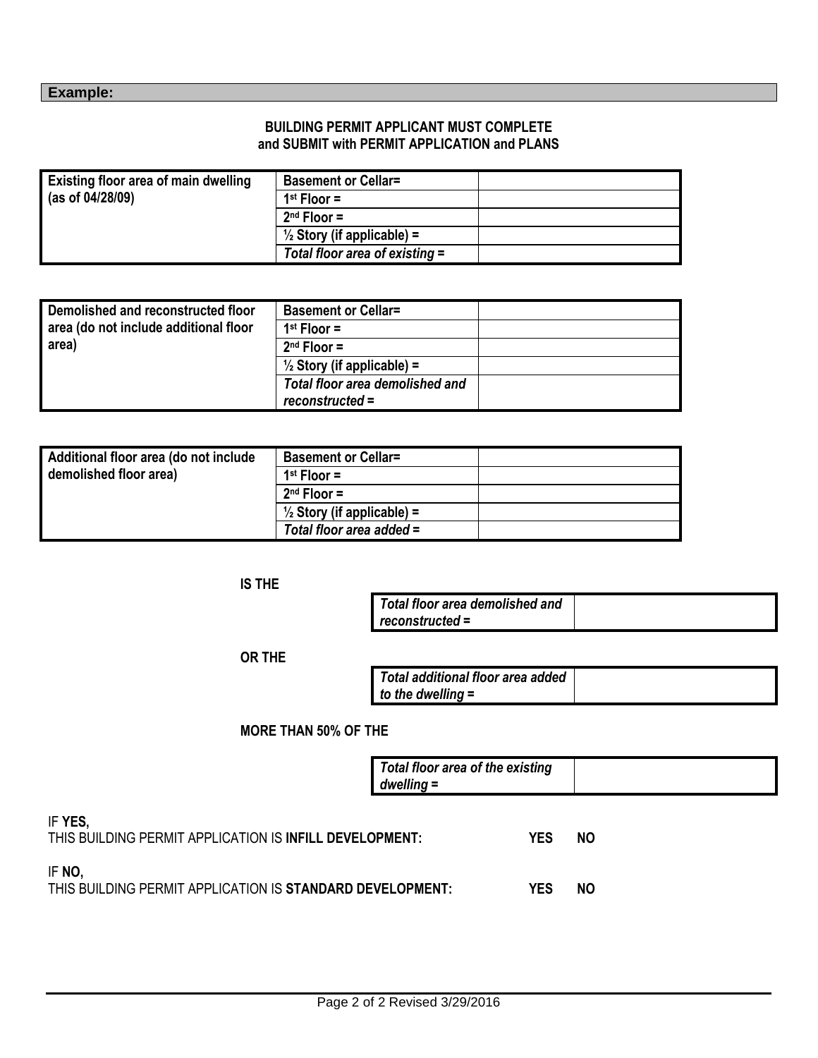**Example:**

**BUILDING PERMIT APPLICANT MUST COMPLETE and SUBMIT with PERMIT APPLICATION and PLANS**

| | | |
|---|---|---|
| **Existing floor area of main dwelling (as of 04/28/09)** | **Basement or Cellar=** | |
| | **1st Floor =** | |
| | **2nd Floor =** | |
| | **½ Story (if applicable) =** | |
| | ***Total floor area of existing =*** | |

| | | |
|---|---|---|
| **Demolished and reconstructed floor area (do not include additional floor area)** | **Basement or Cellar=** | |
| | **1st Floor =** | |
| | **2nd Floor =** | |
| | **½ Story (if applicable) =** | |
| | ***Total floor area demolished and reconstructed =*** | |

| | | |
|---|---|---|
| **Additional floor area (do not include demolished floor area)** | **Basement or Cellar=** | |
| | **1st Floor =** | |
| | **2nd Floor =** | |
| | **½ Story (if applicable) =** | |
| | ***Total floor area added =*** | |

**IS THE**

| | |
|---|---|
| ***Total floor area demolished and reconstructed =*** | |

**OR THE**

| | |
|---|---|
| ***Total additional floor area added to the dwelling =*** | |

**MORE THAN 50% OF THE**

| | |
|---|---|
| ***Total floor area of the existing dwelling =*** | |

IF **YES,**
THIS BUILDING PERMIT APPLICATION IS **INFILL DEVELOPMENT:** **YES** **NO**

IF **NO,**
THIS BUILDING PERMIT APPLICATION IS **STANDARD DEVELOPMENT:** **YES** **NO**